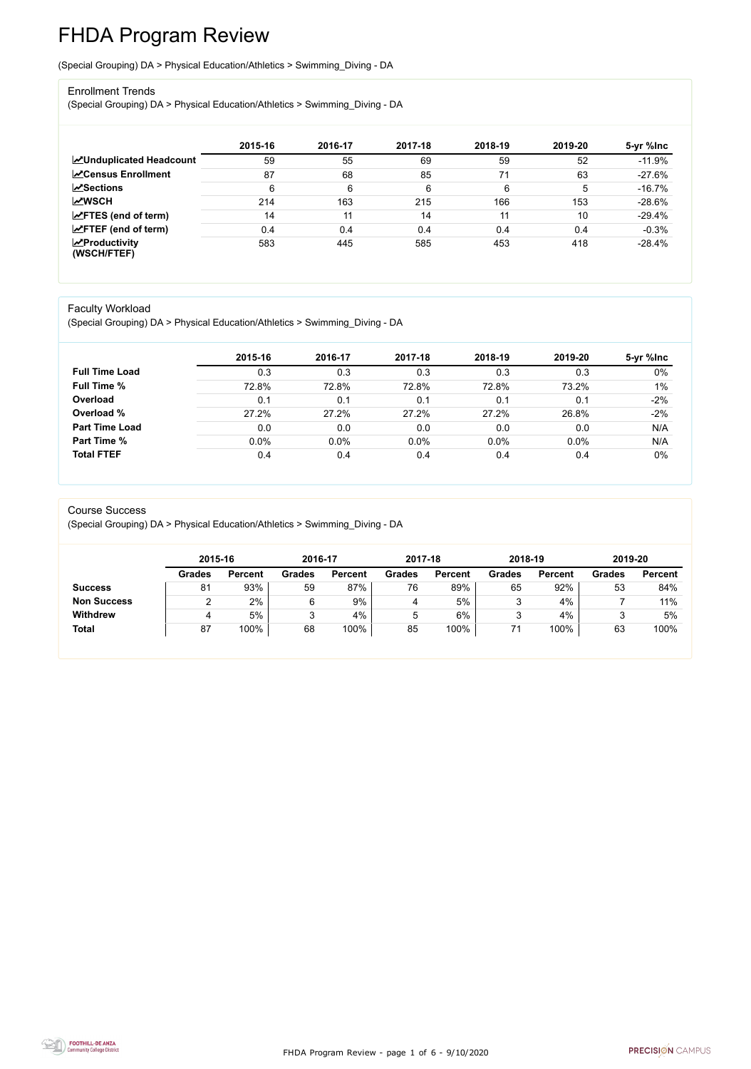# FHDA Program Review

(Special Grouping) DA > Physical Education/Athletics > Swimming_Diving - DA

## Enrollment Trends

(Special Grouping) DA > Physical Education/Athletics > Swimming_Diving - DA

| | 2015-16 | 2016-17 | 2017-18 | 2018-19 | 2019-20 | 5-yr %Inc |
|---|---|---|---|---|---|---|
| **Unduplicated Headcount** | 59 | 55 | 69 | 59 | 52 | -11.9% |
| **Census Enrollment** | 87 | 68 | 85 | 71 | 63 | -27.6% |
| **Sections** | 6 | 6 | 6 | 6 | 5 | -16.7% |
| **WSCH** | 214 | 163 | 215 | 166 | 153 | -28.6% |
| **FTES (end of term)** | 14 | 11 | 14 | 11 | 10 | -29.4% |
| **FTEF (end of term)** | 0.4 | 0.4 | 0.4 | 0.4 | 0.4 | -0.3% |
| **Productivity (WSCH/FTEF)** | 583 | 445 | 585 | 453 | 418 | -28.4% |

## Faculty Workload

(Special Grouping) DA > Physical Education/Athletics > Swimming_Diving - DA

| | 2015-16 | 2016-17 | 2017-18 | 2018-19 | 2019-20 | 5-yr %Inc |
|---|---|---|---|---|---|---|
| **Full Time Load** | 0.3 | 0.3 | 0.3 | 0.3 | 0.3 | 0% |
| **Full Time %** | 72.8% | 72.8% | 72.8% | 72.8% | 73.2% | 1% |
| **Overload** | 0.1 | 0.1 | 0.1 | 0.1 | 0.1 | -2% |
| **Overload %** | 27.2% | 27.2% | 27.2% | 27.2% | 26.8% | -2% |
| **Part Time Load** | 0.0 | 0.0 | 0.0 | 0.0 | 0.0 | N/A |
| **Part Time %** | 0.0% | 0.0% | 0.0% | 0.0% | 0.0% | N/A |
| **Total FTEF** | 0.4 | 0.4 | 0.4 | 0.4 | 0.4 | 0% |

## Course Success

(Special Grouping) DA > Physical Education/Athletics > Swimming_Diving - DA

| | 2015-16 | | 2016-17 | | 2017-18 | | 2018-19 | | 2019-20 | |
|---|---|---|---|---|---|---|---|---|---|---|
| | **Grades** | **Percent** | **Grades** | **Percent** | **Grades** | **Percent** | **Grades** | **Percent** | **Grades** | **Percent** |
| **Success** | 81 | 93% | 59 | 87% | 76 | 89% | 65 | 92% | 53 | 84% |
| **Non Success** | 2 | 2% | 6 | 9% | 4 | 5% | 3 | 4% | 7 | 11% |
| **Withdrew** | 4 | 5% | 3 | 4% | 5 | 6% | 3 | 4% | 3 | 5% |
| **Total** | 87 | 100% | 68 | 100% | 85 | 100% | 71 | 100% | 63 | 100% |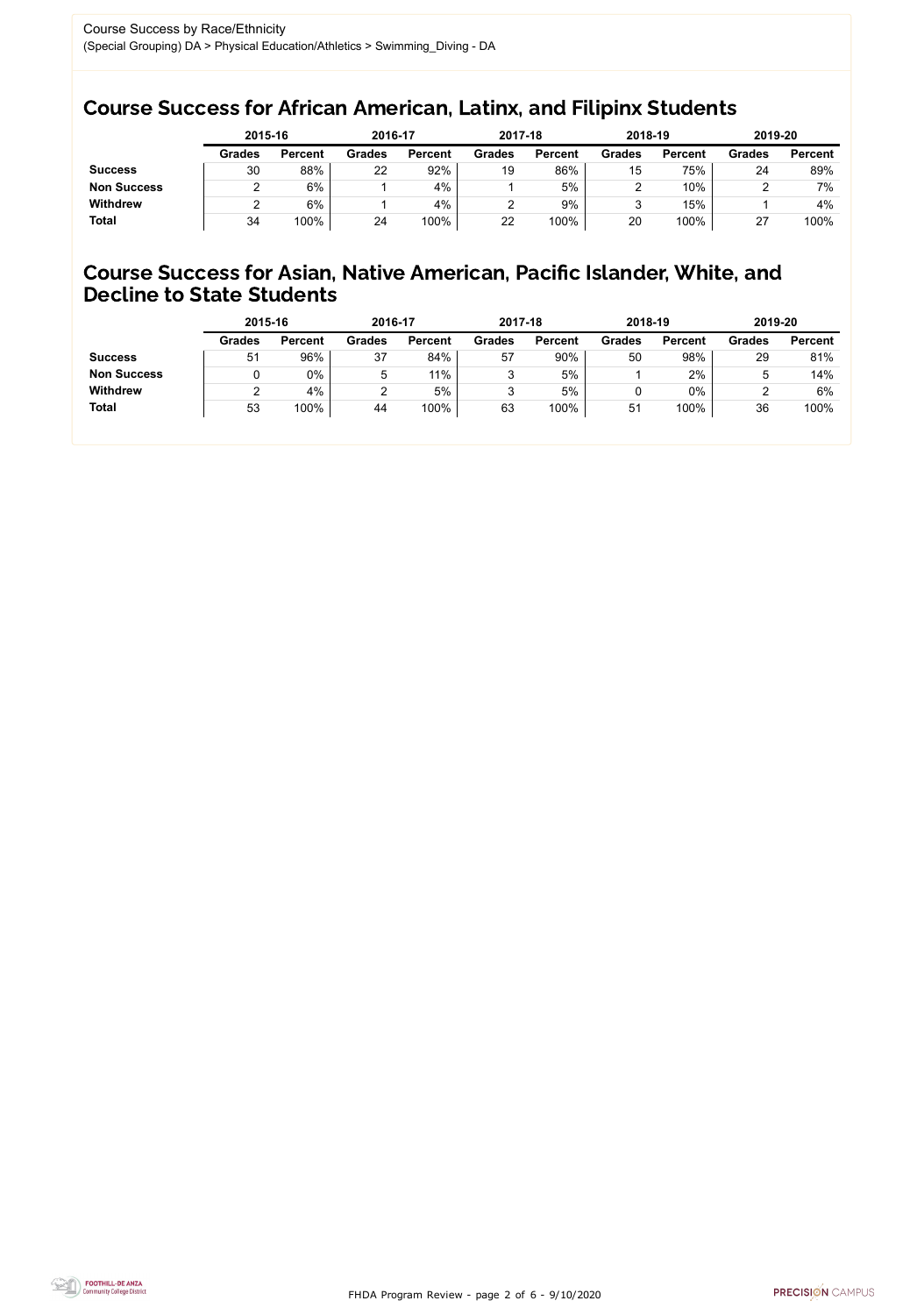Course Success by Race/Ethnicity

(Special Grouping) DA > Physical Education/Athletics > Swimming_Diving - DA

## Course Success for African American, Latinx, and Filipinx Students

| | 2015-16 | | 2016-17 | | 2017-18 | | 2018-19 | | 2019-20 | |
|---|---|---|---|---|---|---|---|---|---|---|
| | Grades | Percent | Grades | Percent | Grades | Percent | Grades | Percent | Grades | Percent |
| **Success** | 30 | 88% | 22 | 92% | 19 | 86% | 15 | 75% | 24 | 89% |
| **Non Success** | 2 | 6% | 1 | 4% | 1 | 5% | 2 | 10% | 2 | 7% |
| **Withdrew** | 2 | 6% | 1 | 4% | 2 | 9% | 3 | 15% | 1 | 4% |
| **Total** | 34 | 100% | 24 | 100% | 22 | 100% | 20 | 100% | 27 | 100% |

## Course Success for Asian, Native American, Pacific Islander, White, and Decline to State Students

| | 2015-16 | | 2016-17 | | 2017-18 | | 2018-19 | | 2019-20 | |
|---|---|---|---|---|---|---|---|---|---|---|
| | Grades | Percent | Grades | Percent | Grades | Percent | Grades | Percent | Grades | Percent |
| **Success** | 51 | 96% | 37 | 84% | 57 | 90% | 50 | 98% | 29 | 81% |
| **Non Success** | 0 | 0% | 5 | 11% | 3 | 5% | 1 | 2% | 5 | 14% |
| **Withdrew** | 2 | 4% | 2 | 5% | 3 | 5% | 0 | 0% | 2 | 6% |
| **Total** | 53 | 100% | 44 | 100% | 63 | 100% | 51 | 100% | 36 | 100% |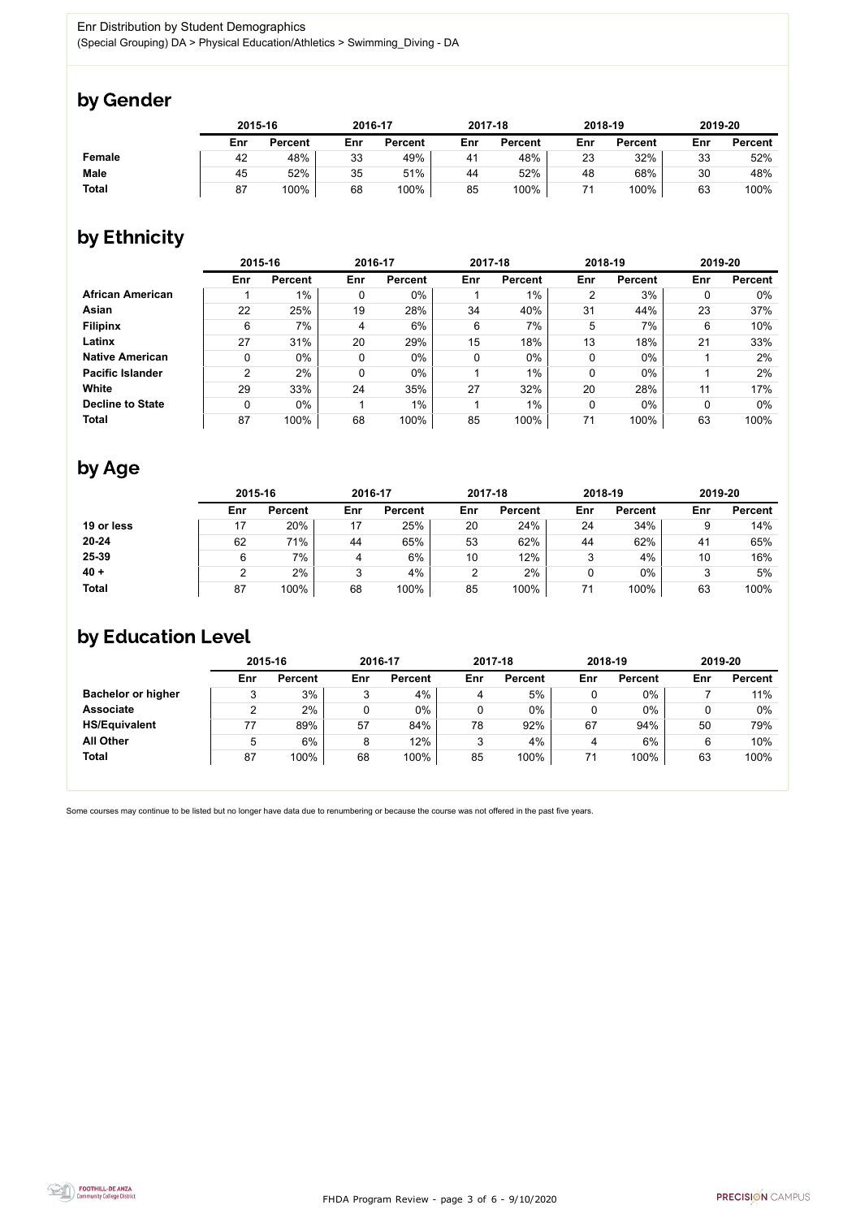Enr Distribution by Student Demographics
(Special Grouping) DA > Physical Education/Athletics > Swimming_Diving - DA

## by Gender

| | 2015-16 | | 2016-17 | | 2017-18 | | 2018-19 | | 2019-20 | |
|---|---|---|---|---|---|---|---|---|---|---|
| | Enr | Percent | Enr | Percent | Enr | Percent | Enr | Percent | Enr | Percent |
| **Female** | 42 | 48% | 33 | 49% | 41 | 48% | 23 | 32% | 33 | 52% |
| **Male** | 45 | 52% | 35 | 51% | 44 | 52% | 48 | 68% | 30 | 48% |
| **Total** | 87 | 100% | 68 | 100% | 85 | 100% | 71 | 100% | 63 | 100% |

## by Ethnicity

| | 2015-16 | | 2016-17 | | 2017-18 | | 2018-19 | | 2019-20 | |
|---|---|---|---|---|---|---|---|---|---|---|
| | Enr | Percent | Enr | Percent | Enr | Percent | Enr | Percent | Enr | Percent |
| **African American** | 1 | 1% | 0 | 0% | 1 | 1% | 2 | 3% | 0 | 0% |
| **Asian** | 22 | 25% | 19 | 28% | 34 | 40% | 31 | 44% | 23 | 37% |
| **Filipinx** | 6 | 7% | 4 | 6% | 6 | 7% | 5 | 7% | 6 | 10% |
| **Latinx** | 27 | 31% | 20 | 29% | 15 | 18% | 13 | 18% | 21 | 33% |
| **Native American** | 0 | 0% | 0 | 0% | 0 | 0% | 0 | 0% | 1 | 2% |
| **Pacific Islander** | 2 | 2% | 0 | 0% | 1 | 1% | 0 | 0% | 1 | 2% |
| **White** | 29 | 33% | 24 | 35% | 27 | 32% | 20 | 28% | 11 | 17% |
| **Decline to State** | 0 | 0% | 1 | 1% | 1 | 1% | 0 | 0% | 0 | 0% |
| **Total** | 87 | 100% | 68 | 100% | 85 | 100% | 71 | 100% | 63 | 100% |

## by Age

| | 2015-16 | | 2016-17 | | 2017-18 | | 2018-19 | | 2019-20 | |
|---|---|---|---|---|---|---|---|---|---|---|
| | Enr | Percent | Enr | Percent | Enr | Percent | Enr | Percent | Enr | Percent |
| **19 or less** | 17 | 20% | 17 | 25% | 20 | 24% | 24 | 34% | 9 | 14% |
| **20-24** | 62 | 71% | 44 | 65% | 53 | 62% | 44 | 62% | 41 | 65% |
| **25-39** | 6 | 7% | 4 | 6% | 10 | 12% | 3 | 4% | 10 | 16% |
| **40 +** | 2 | 2% | 3 | 4% | 2 | 2% | 0 | 0% | 3 | 5% |
| **Total** | 87 | 100% | 68 | 100% | 85 | 100% | 71 | 100% | 63 | 100% |

## by Education Level

| | 2015-16 | | 2016-17 | | 2017-18 | | 2018-19 | | 2019-20 | |
|---|---|---|---|---|---|---|---|---|---|---|
| | Enr | Percent | Enr | Percent | Enr | Percent | Enr | Percent | Enr | Percent |
| **Bachelor or higher** | 3 | 3% | 3 | 4% | 4 | 5% | 0 | 0% | 7 | 11% |
| **Associate** | 2 | 2% | 0 | 0% | 0 | 0% | 0 | 0% | 0 | 0% |
| **HS/Equivalent** | 77 | 89% | 57 | 84% | 78 | 92% | 67 | 94% | 50 | 79% |
| **All Other** | 5 | 6% | 8 | 12% | 3 | 4% | 4 | 6% | 6 | 10% |
| **Total** | 87 | 100% | 68 | 100% | 85 | 100% | 71 | 100% | 63 | 100% |

Some courses may continue to be listed but no longer have data due to renumbering or because the course was not offered in the past five years.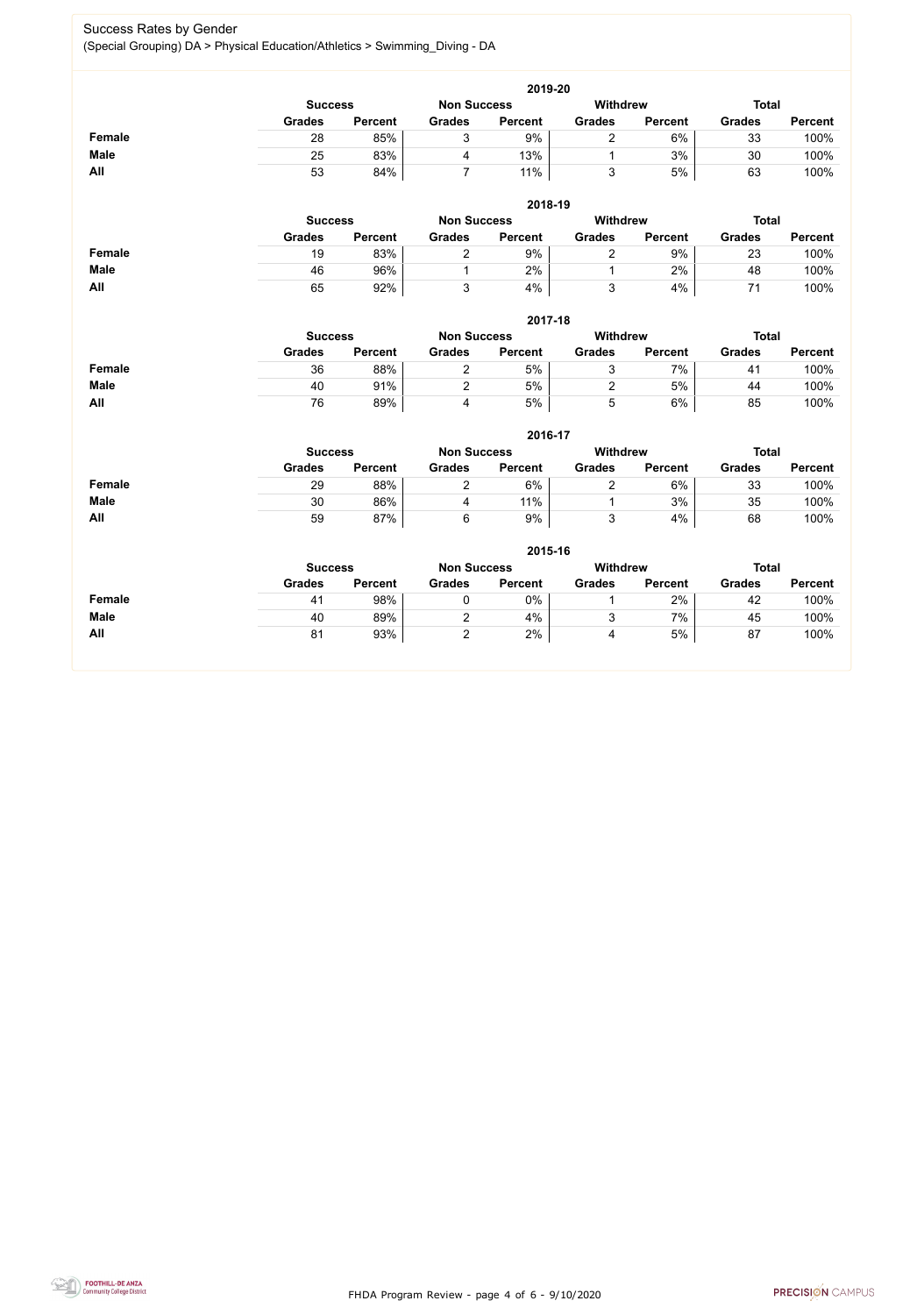# Success Rates by Gender

(Special Grouping) DA > Physical Education/Athletics > Swimming_Diving - DA

| 2019-20 | Success | | Non Success | | Withdrew | | Total | |
|---|---|---|---|---|---|---|---|---|
| | Grades | Percent | Grades | Percent | Grades | Percent | Grades | Percent |
| **Female** | 28 | 85% | 3 | 9% | 2 | 6% | 33 | 100% |
| **Male** | 25 | 83% | 4 | 13% | 1 | 3% | 30 | 100% |
| **All** | 53 | 84% | 7 | 11% | 3 | 5% | 63 | 100% |

| 2018-19 | Success | | Non Success | | Withdrew | | Total | |
|---|---|---|---|---|---|---|---|---|
| | Grades | Percent | Grades | Percent | Grades | Percent | Grades | Percent |
| **Female** | 19 | 83% | 2 | 9% | 2 | 9% | 23 | 100% |
| **Male** | 46 | 96% | 1 | 2% | 1 | 2% | 48 | 100% |
| **All** | 65 | 92% | 3 | 4% | 3 | 4% | 71 | 100% |

| 2017-18 | Success | | Non Success | | Withdrew | | Total | |
|---|---|---|---|---|---|---|---|---|
| | Grades | Percent | Grades | Percent | Grades | Percent | Grades | Percent |
| **Female** | 36 | 88% | 2 | 5% | 3 | 7% | 41 | 100% |
| **Male** | 40 | 91% | 2 | 5% | 2 | 5% | 44 | 100% |
| **All** | 76 | 89% | 4 | 5% | 5 | 6% | 85 | 100% |

| 2016-17 | Success | | Non Success | | Withdrew | | Total | |
|---|---|---|---|---|---|---|---|---|
| | Grades | Percent | Grades | Percent | Grades | Percent | Grades | Percent |
| **Female** | 29 | 88% | 2 | 6% | 2 | 6% | 33 | 100% |
| **Male** | 30 | 86% | 4 | 11% | 1 | 3% | 35 | 100% |
| **All** | 59 | 87% | 6 | 9% | 3 | 4% | 68 | 100% |

| 2015-16 | Success | | Non Success | | Withdrew | | Total | |
|---|---|---|---|---|---|---|---|---|
| | Grades | Percent | Grades | Percent | Grades | Percent | Grades | Percent |
| **Female** | 41 | 98% | 0 | 0% | 1 | 2% | 42 | 100% |
| **Male** | 40 | 89% | 2 | 4% | 3 | 7% | 45 | 100% |
| **All** | 81 | 93% | 2 | 2% | 4 | 5% | 87 | 100% |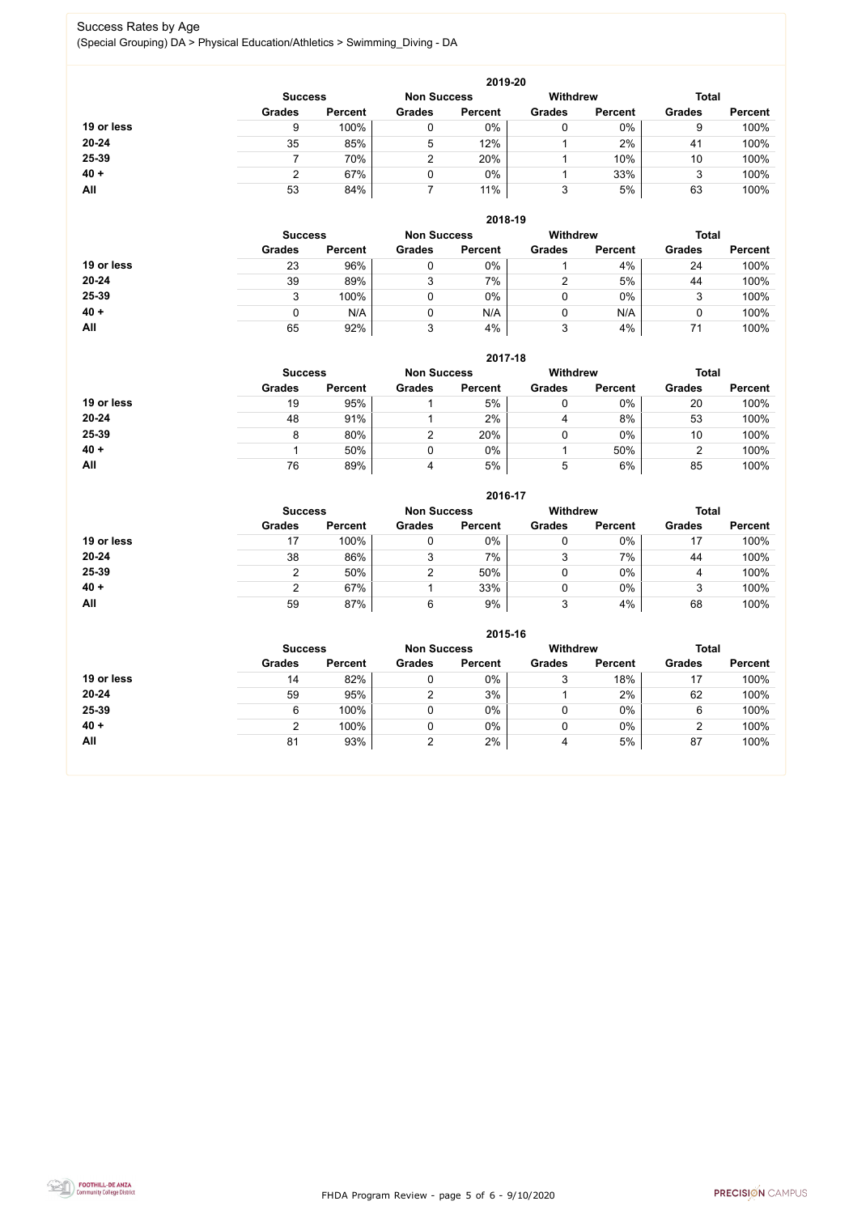# Success Rates by Age

(Special Grouping) DA > Physical Education/Athletics > Swimming_Diving - DA

### 2019-20

| | Success | | Non Success | | Withdrew | | Total | |
|---|---|---|---|---|---|---|---|---|
| | Grades | Percent | Grades | Percent | Grades | Percent | Grades | Percent |
| 19 or less | 9 | 100% | 0 | 0% | 0 | 0% | 9 | 100% |
| 20-24 | 35 | 85% | 5 | 12% | 1 | 2% | 41 | 100% |
| 25-39 | 7 | 70% | 2 | 20% | 1 | 10% | 10 | 100% |
| 40 + | 2 | 67% | 0 | 0% | 1 | 33% | 3 | 100% |
| All | 53 | 84% | 7 | 11% | 3 | 5% | 63 | 100% |

### 2018-19

| | Success | | Non Success | | Withdrew | | Total | |
|---|---|---|---|---|---|---|---|---|
| | Grades | Percent | Grades | Percent | Grades | Percent | Grades | Percent |
| 19 or less | 23 | 96% | 0 | 0% | 1 | 4% | 24 | 100% |
| 20-24 | 39 | 89% | 3 | 7% | 2 | 5% | 44 | 100% |
| 25-39 | 3 | 100% | 0 | 0% | 0 | 0% | 3 | 100% |
| 40 + | 0 | N/A | 0 | N/A | 0 | N/A | 0 | 100% |
| All | 65 | 92% | 3 | 4% | 3 | 4% | 71 | 100% |

### 2017-18

| | Success | | Non Success | | Withdrew | | Total | |
|---|---|---|---|---|---|---|---|---|
| | Grades | Percent | Grades | Percent | Grades | Percent | Grades | Percent |
| 19 or less | 19 | 95% | 1 | 5% | 0 | 0% | 20 | 100% |
| 20-24 | 48 | 91% | 1 | 2% | 4 | 8% | 53 | 100% |
| 25-39 | 8 | 80% | 2 | 20% | 0 | 0% | 10 | 100% |
| 40 + | 1 | 50% | 0 | 0% | 1 | 50% | 2 | 100% |
| All | 76 | 89% | 4 | 5% | 5 | 6% | 85 | 100% |

### 2016-17

| | Success | | Non Success | | Withdrew | | Total | |
|---|---|---|---|---|---|---|---|---|
| | Grades | Percent | Grades | Percent | Grades | Percent | Grades | Percent |
| 19 or less | 17 | 100% | 0 | 0% | 0 | 0% | 17 | 100% |
| 20-24 | 38 | 86% | 3 | 7% | 3 | 7% | 44 | 100% |
| 25-39 | 2 | 50% | 2 | 50% | 0 | 0% | 4 | 100% |
| 40 + | 2 | 67% | 1 | 33% | 0 | 0% | 3 | 100% |
| All | 59 | 87% | 6 | 9% | 3 | 4% | 68 | 100% |

### 2015-16

| | Success | | Non Success | | Withdrew | | Total | |
|---|---|---|---|---|---|---|---|---|
| | Grades | Percent | Grades | Percent | Grades | Percent | Grades | Percent |
| 19 or less | 14 | 82% | 0 | 0% | 3 | 18% | 17 | 100% |
| 20-24 | 59 | 95% | 2 | 3% | 1 | 2% | 62 | 100% |
| 25-39 | 6 | 100% | 0 | 0% | 0 | 0% | 6 | 100% |
| 40 + | 2 | 100% | 0 | 0% | 0 | 0% | 2 | 100% |
| All | 81 | 93% | 2 | 2% | 4 | 5% | 87 | 100% |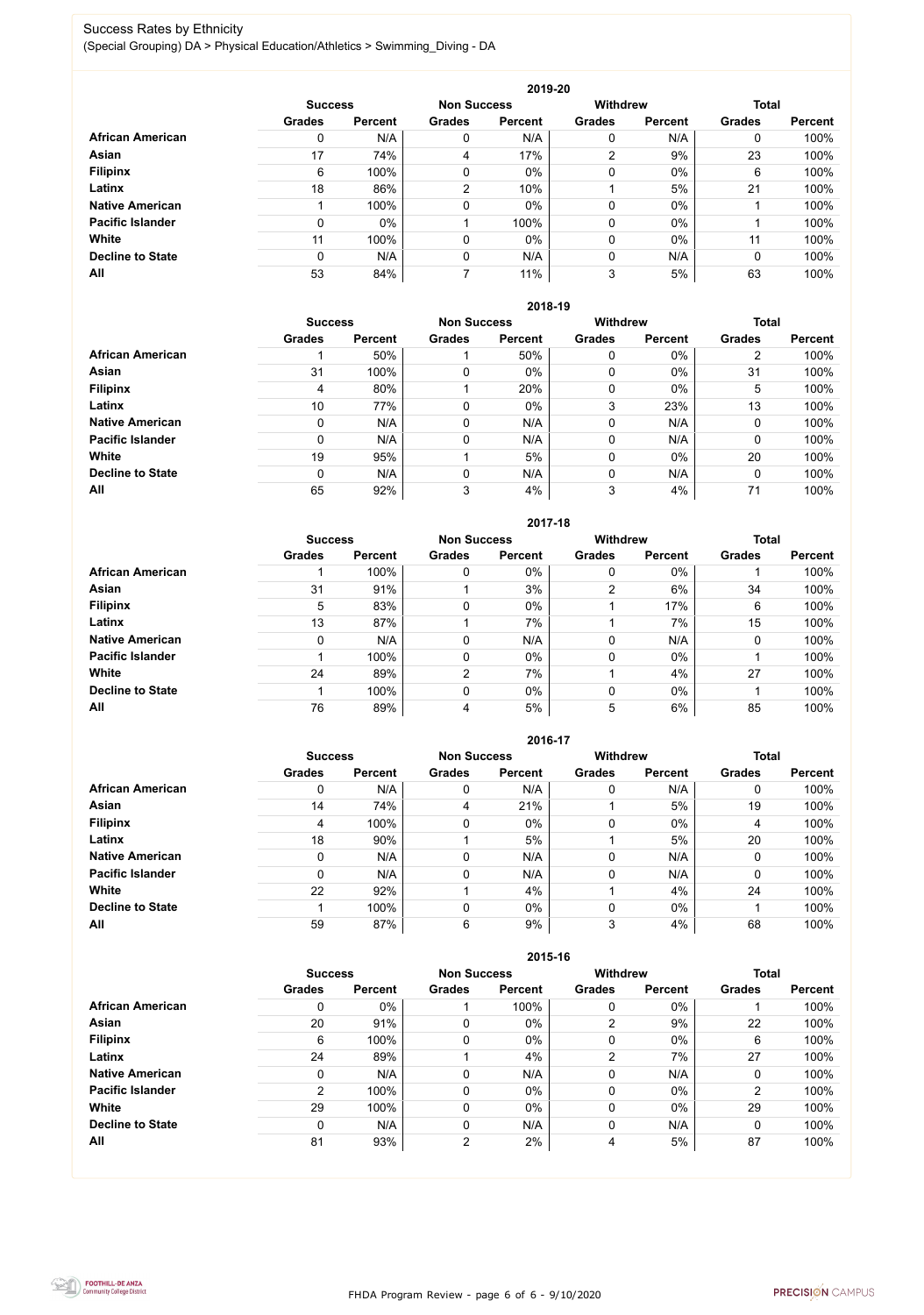# Success Rates by Ethnicity

(Special Grouping) DA > Physical Education/Athletics > Swimming_Diving - DA

## 2019-20

| | Success | | Non Success | | Withdrew | | Total | |
|---|---|---|---|---|---|---|---|---|
| | Grades | Percent | Grades | Percent | Grades | Percent | Grades | Percent |
| **African American** | 0 | N/A | 0 | N/A | 0 | N/A | 0 | 100% |
| **Asian** | 17 | 74% | 4 | 17% | 2 | 9% | 23 | 100% |
| **Filipinx** | 6 | 100% | 0 | 0% | 0 | 0% | 6 | 100% |
| **Latinx** | 18 | 86% | 2 | 10% | 1 | 5% | 21 | 100% |
| **Native American** | 1 | 100% | 0 | 0% | 0 | 0% | 1 | 100% |
| **Pacific Islander** | 0 | 0% | 1 | 100% | 0 | 0% | 1 | 100% |
| **White** | 11 | 100% | 0 | 0% | 0 | 0% | 11 | 100% |
| **Decline to State** | 0 | N/A | 0 | N/A | 0 | N/A | 0 | 100% |
| **All** | 53 | 84% | 7 | 11% | 3 | 5% | 63 | 100% |

## 2018-19

| | Success | | Non Success | | Withdrew | | Total | |
|---|---|---|---|---|---|---|---|---|
| | Grades | Percent | Grades | Percent | Grades | Percent | Grades | Percent |
| **African American** | 1 | 50% | 1 | 50% | 0 | 0% | 2 | 100% |
| **Asian** | 31 | 100% | 0 | 0% | 0 | 0% | 31 | 100% |
| **Filipinx** | 4 | 80% | 1 | 20% | 0 | 0% | 5 | 100% |
| **Latinx** | 10 | 77% | 0 | 0% | 3 | 23% | 13 | 100% |
| **Native American** | 0 | N/A | 0 | N/A | 0 | N/A | 0 | 100% |
| **Pacific Islander** | 0 | N/A | 0 | N/A | 0 | N/A | 0 | 100% |
| **White** | 19 | 95% | 1 | 5% | 0 | 0% | 20 | 100% |
| **Decline to State** | 0 | N/A | 0 | N/A | 0 | N/A | 0 | 100% |
| **All** | 65 | 92% | 3 | 4% | 3 | 4% | 71 | 100% |

## 2017-18

| | Success | | Non Success | | Withdrew | | Total | |
|---|---|---|---|---|---|---|---|---|
| | Grades | Percent | Grades | Percent | Grades | Percent | Grades | Percent |
| **African American** | 1 | 100% | 0 | 0% | 0 | 0% | 1 | 100% |
| **Asian** | 31 | 91% | 1 | 3% | 2 | 6% | 34 | 100% |
| **Filipinx** | 5 | 83% | 0 | 0% | 1 | 17% | 6 | 100% |
| **Latinx** | 13 | 87% | 1 | 7% | 1 | 7% | 15 | 100% |
| **Native American** | 0 | N/A | 0 | N/A | 0 | N/A | 0 | 100% |
| **Pacific Islander** | 1 | 100% | 0 | 0% | 0 | 0% | 1 | 100% |
| **White** | 24 | 89% | 2 | 7% | 1 | 4% | 27 | 100% |
| **Decline to State** | 1 | 100% | 0 | 0% | 0 | 0% | 1 | 100% |
| **All** | 76 | 89% | 4 | 5% | 5 | 6% | 85 | 100% |

## 2016-17

| | Success | | Non Success | | Withdrew | | Total | |
|---|---|---|---|---|---|---|---|---|
| | Grades | Percent | Grades | Percent | Grades | Percent | Grades | Percent |
| **African American** | 0 | N/A | 0 | N/A | 0 | N/A | 0 | 100% |
| **Asian** | 14 | 74% | 4 | 21% | 1 | 5% | 19 | 100% |
| **Filipinx** | 4 | 100% | 0 | 0% | 0 | 0% | 4 | 100% |
| **Latinx** | 18 | 90% | 1 | 5% | 1 | 5% | 20 | 100% |
| **Native American** | 0 | N/A | 0 | N/A | 0 | N/A | 0 | 100% |
| **Pacific Islander** | 0 | N/A | 0 | N/A | 0 | N/A | 0 | 100% |
| **White** | 22 | 92% | 1 | 4% | 1 | 4% | 24 | 100% |
| **Decline to State** | 1 | 100% | 0 | 0% | 0 | 0% | 1 | 100% |
| **All** | 59 | 87% | 6 | 9% | 3 | 4% | 68 | 100% |

## 2015-16

| | Success | | Non Success | | Withdrew | | Total | |
|---|---|---|---|---|---|---|---|---|
| | Grades | Percent | Grades | Percent | Grades | Percent | Grades | Percent |
| **African American** | 0 | 0% | 1 | 100% | 0 | 0% | 1 | 100% |
| **Asian** | 20 | 91% | 0 | 0% | 2 | 9% | 22 | 100% |
| **Filipinx** | 6 | 100% | 0 | 0% | 0 | 0% | 6 | 100% |
| **Latinx** | 24 | 89% | 1 | 4% | 2 | 7% | 27 | 100% |
| **Native American** | 0 | N/A | 0 | N/A | 0 | N/A | 0 | 100% |
| **Pacific Islander** | 2 | 100% | 0 | 0% | 0 | 0% | 2 | 100% |
| **White** | 29 | 100% | 0 | 0% | 0 | 0% | 29 | 100% |
| **Decline to State** | 0 | N/A | 0 | N/A | 0 | N/A | 0 | 100% |
| **All** | 81 | 93% | 2 | 2% | 4 | 5% | 87 | 100% |